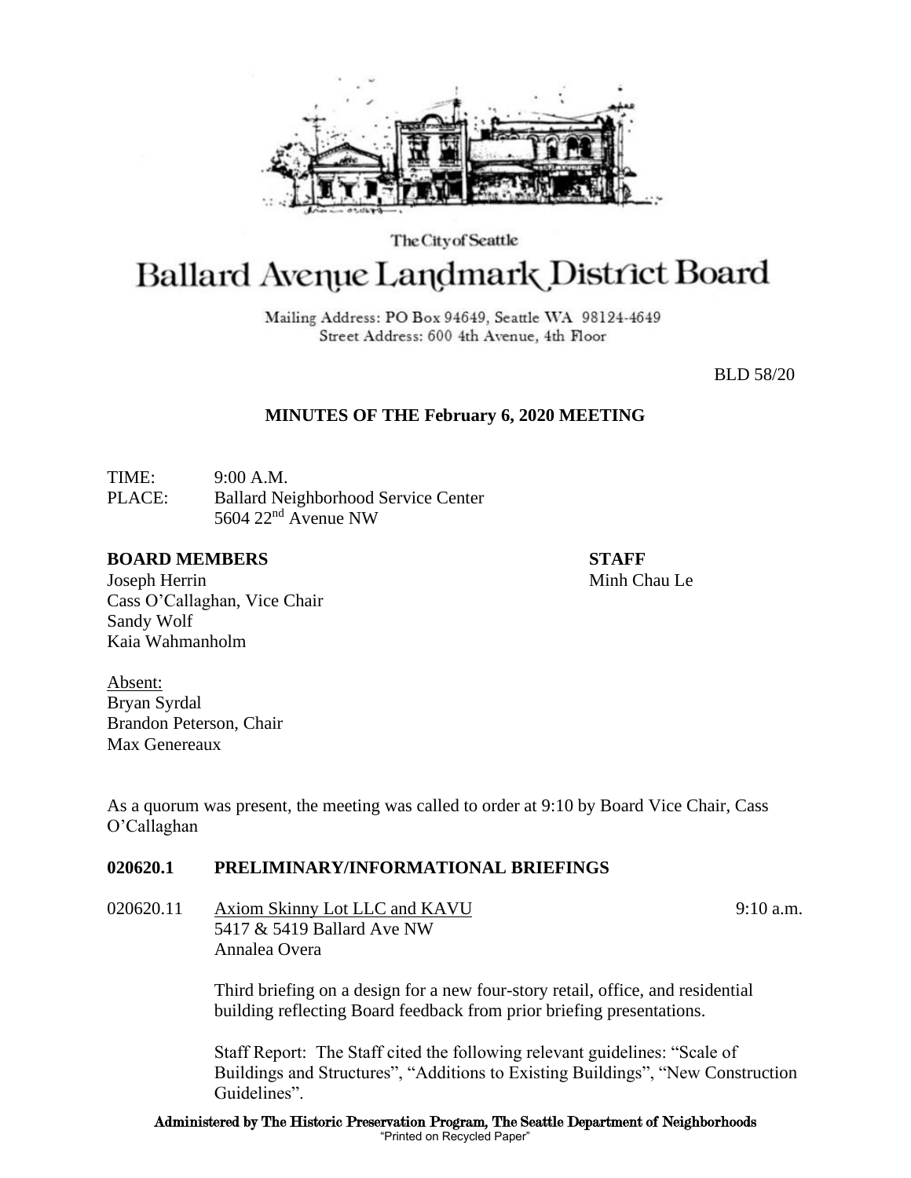The City of Seattle

# Ballard Avenue Landmark District Board

Mailing Address: PO Box 94649, Seattle WA 98124-4649
Street Address: 600 4th Avenue, 4th Floor

BLD 58/20

**MINUTES OF THE February 6, 2020 MEETING**

TIME: 9:00 A.M.
PLACE: Ballard Neighborhood Service Center
5604 22nd Avenue NW

**BOARD MEMBERS**
Joseph Herrin
Cass O'Callaghan, Vice Chair
Sandy Wolf
Kaia Wahmanholm

**STAFF**
Minh Chau Le

Absent:
Bryan Syrdal
Brandon Peterson, Chair
Max Genereaux

As a quorum was present, the meeting was called to order at 9:10 by Board Vice Chair, Cass O'Callaghan

**020620.1 PRELIMINARY/INFORMATIONAL BRIEFINGS**

020620.11 Axiom Skinny Lot LLC and KAVU — 9:10 a.m.
5417 & 5419 Ballard Ave NW
Annalea Overa

Third briefing on a design for a new four-story retail, office, and residential building reflecting Board feedback from prior briefing presentations.

Staff Report: The Staff cited the following relevant guidelines: "Scale of Buildings and Structures", "Additions to Existing Buildings", "New Construction Guidelines".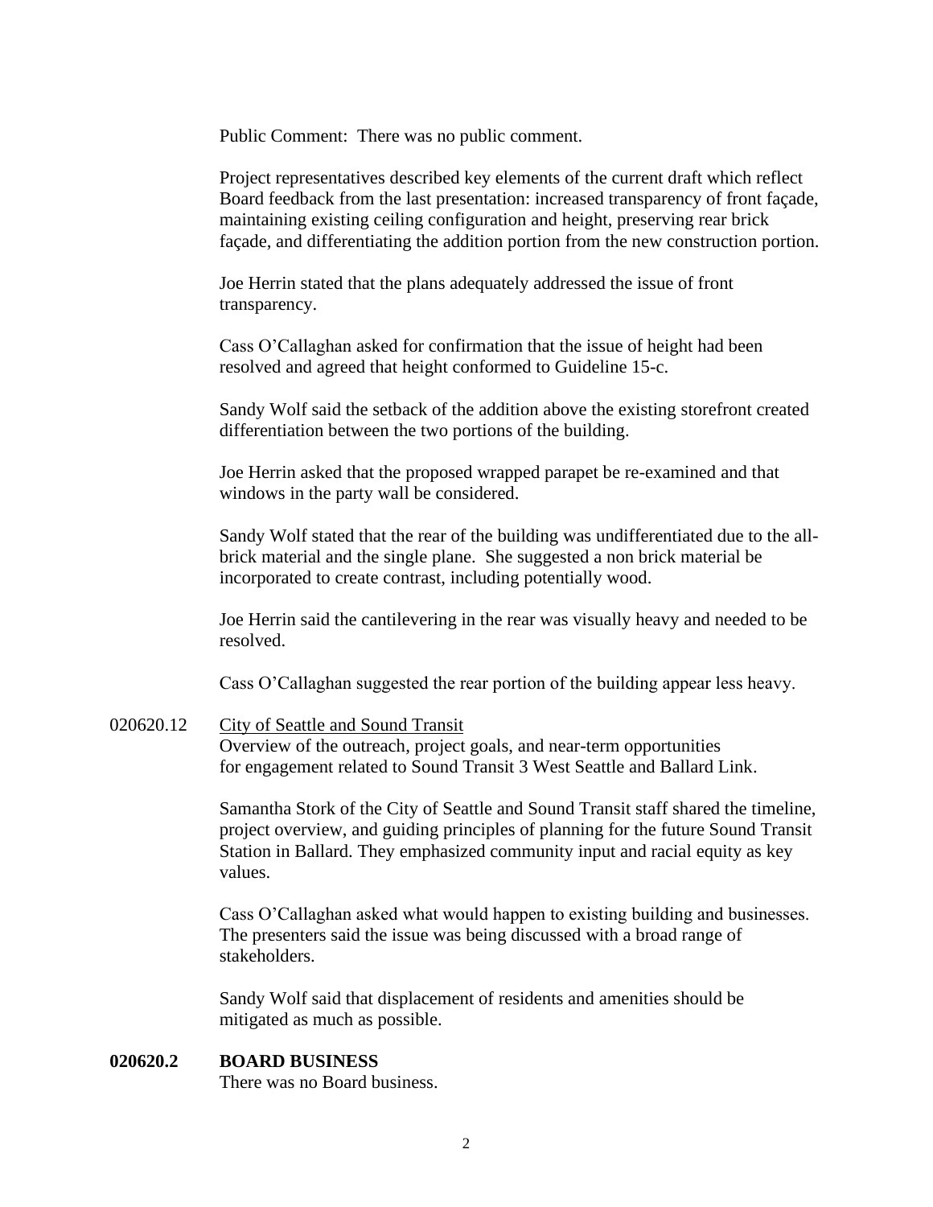Public Comment: There was no public comment.

Project representatives described key elements of the current draft which reflect Board feedback from the last presentation: increased transparency of front façade, maintaining existing ceiling configuration and height, preserving rear brick façade, and differentiating the addition portion from the new construction portion.

Joe Herrin stated that the plans adequately addressed the issue of front transparency.

Cass O'Callaghan asked for confirmation that the issue of height had been resolved and agreed that height conformed to Guideline 15-c.

Sandy Wolf said the setback of the addition above the existing storefront created differentiation between the two portions of the building.

Joe Herrin asked that the proposed wrapped parapet be re-examined and that windows in the party wall be considered.

Sandy Wolf stated that the rear of the building was undifferentiated due to the all-brick material and the single plane. She suggested a non brick material be incorporated to create contrast, including potentially wood.

Joe Herrin said the cantilevering in the rear was visually heavy and needed to be resolved.

Cass O'Callaghan suggested the rear portion of the building appear less heavy.

020620.12 City of Seattle and Sound Transit
Overview of the outreach, project goals, and near-term opportunities for engagement related to Sound Transit 3 West Seattle and Ballard Link.

Samantha Stork of the City of Seattle and Sound Transit staff shared the timeline, project overview, and guiding principles of planning for the future Sound Transit Station in Ballard. They emphasized community input and racial equity as key values.

Cass O'Callaghan asked what would happen to existing building and businesses. The presenters said the issue was being discussed with a broad range of stakeholders.

Sandy Wolf said that displacement of residents and amenities should be mitigated as much as possible.

**020620.2 BOARD BUSINESS**

There was no Board business.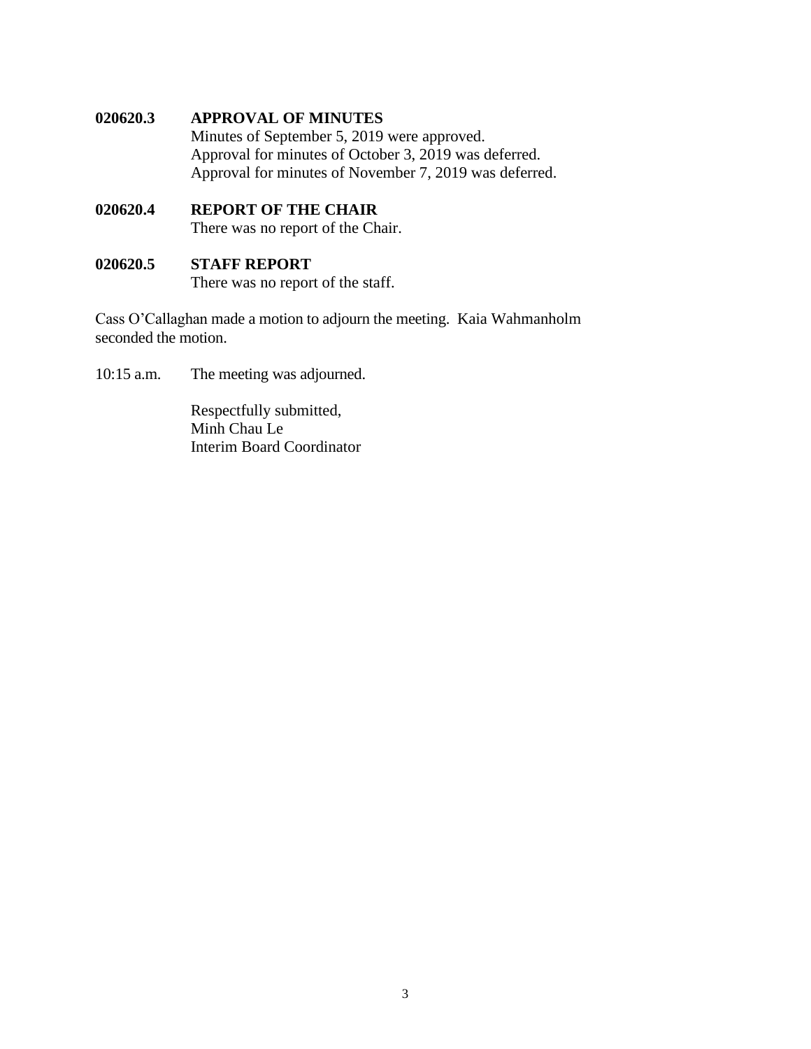**020620.3 APPROVAL OF MINUTES**

Minutes of September 5, 2019 were approved.
Approval for minutes of October 3, 2019 was deferred.
Approval for minutes of November 7, 2019 was deferred.

**020620.4 REPORT OF THE CHAIR**

There was no report of the Chair.

**020620.5 STAFF REPORT**

There was no report of the staff.

Cass O'Callaghan made a motion to adjourn the meeting. Kaia Wahmanholm seconded the motion.

10:15 a.m. The meeting was adjourned.

Respectfully submitted,
Minh Chau Le
Interim Board Coordinator